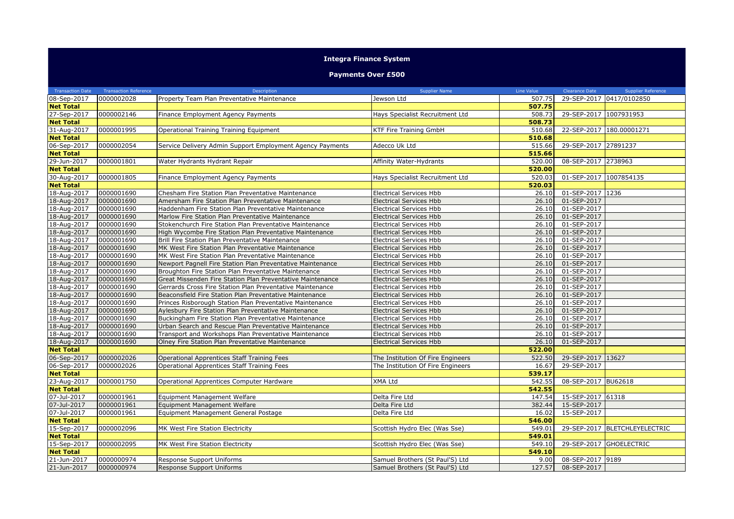## Integra Finance System

### Payments Over £500

| Transaction Date | Transaction Reference | Description | Supplier Name | Line Value | Clearance Date | Supplier Reference |
|---|---|---|---|---|---|---|
| 08-Sep-2017 | 0000002028 | Property Team Plan Preventative Maintenance | Jewson Ltd | 507.75 | 29-SEP-2017 | 0417/0102850 |
| **Net Total** | | | | **507.75** | | |
| 27-Sep-2017 | 0000002146 | Finance Employment Agency Payments | Hays Specialist Recruitment Ltd | 508.73 | 29-SEP-2017 | 1007931953 |
| **Net Total** | | | | **508.73** | | |
| 31-Aug-2017 | 0000001995 | Operational Training Training Equipment | KTF Fire Training GmbH | 510.68 | 22-SEP-2017 | 180.00001271 |
| **Net Total** | | | | **510.68** | | |
| 06-Sep-2017 | 0000002054 | Service Delivery Admin Support Employment Agency Payments | Adecco Uk Ltd | 515.66 | 29-SEP-2017 | 27891237 |
| **Net Total** | | | | **515.66** | | |
| 29-Jun-2017 | 0000001801 | Water Hydrants Hydrant Repair | Affinity Water-Hydrants | 520.00 | 08-SEP-2017 | 2738963 |
| **Net Total** | | | | **520.00** | | |
| 30-Aug-2017 | 0000001805 | Finance Employment Agency Payments | Hays Specialist Recruitment Ltd | 520.03 | 01-SEP-2017 | 1007854135 |
| **Net Total** | | | | **520.03** | | |
| 18-Aug-2017 | 0000001690 | Chesham Fire Station Plan Preventative Maintenance | Electrical Services Hbb | 26.10 | 01-SEP-2017 | 1236 |
| 18-Aug-2017 | 0000001690 | Amersham Fire Station Plan Preventative Maintenance | Electrical Services Hbb | 26.10 | 01-SEP-2017 | |
| 18-Aug-2017 | 0000001690 | Haddenham Fire Station Plan Preventative Maintenance | Electrical Services Hbb | 26.10 | 01-SEP-2017 | |
| 18-Aug-2017 | 0000001690 | Marlow Fire Station Plan Preventative Maintenance | Electrical Services Hbb | 26.10 | 01-SEP-2017 | |
| 18-Aug-2017 | 0000001690 | Stokenchurch Fire Station Plan Preventative Maintenance | Electrical Services Hbb | 26.10 | 01-SEP-2017 | |
| 18-Aug-2017 | 0000001690 | High Wycombe Fire Station Plan Preventative Maintenance | Electrical Services Hbb | 26.10 | 01-SEP-2017 | |
| 18-Aug-2017 | 0000001690 | Brill Fire Station Plan Preventative Maintenance | Electrical Services Hbb | 26.10 | 01-SEP-2017 | |
| 18-Aug-2017 | 0000001690 | MK West Fire Station Plan Preventative Maintenance | Electrical Services Hbb | 26.10 | 01-SEP-2017 | |
| 18-Aug-2017 | 0000001690 | MK West Fire Station Plan Preventative Maintenance | Electrical Services Hbb | 26.10 | 01-SEP-2017 | |
| 18-Aug-2017 | 0000001690 | Newport Pagnell Fire Station Plan Preventative Maintenance | Electrical Services Hbb | 26.10 | 01-SEP-2017 | |
| 18-Aug-2017 | 0000001690 | Broughton Fire Station Plan Preventative Maintenance | Electrical Services Hbb | 26.10 | 01-SEP-2017 | |
| 18-Aug-2017 | 0000001690 | Great Missenden Fire Station Plan Preventative Maintenance | Electrical Services Hbb | 26.10 | 01-SEP-2017 | |
| 18-Aug-2017 | 0000001690 | Gerrards Cross Fire Station Plan Preventative Maintenance | Electrical Services Hbb | 26.10 | 01-SEP-2017 | |
| 18-Aug-2017 | 0000001690 | Beaconsfield Fire Station Plan Preventative Maintenance | Electrical Services Hbb | 26.10 | 01-SEP-2017 | |
| 18-Aug-2017 | 0000001690 | Princes Risborough Station Plan Preventative Maintenance | Electrical Services Hbb | 26.10 | 01-SEP-2017 | |
| 18-Aug-2017 | 0000001690 | Aylesbury Fire Station Plan Preventative Maintenance | Electrical Services Hbb | 26.10 | 01-SEP-2017 | |
| 18-Aug-2017 | 0000001690 | Buckingham Fire Station Plan Preventative Maintenance | Electrical Services Hbb | 26.10 | 01-SEP-2017 | |
| 18-Aug-2017 | 0000001690 | Urban Search and Rescue Plan Preventative Maintenance | Electrical Services Hbb | 26.10 | 01-SEP-2017 | |
| 18-Aug-2017 | 0000001690 | Transport and Workshops Plan Preventative Maintenance | Electrical Services Hbb | 26.10 | 01-SEP-2017 | |
| 18-Aug-2017 | 0000001690 | Olney Fire Station Plan Preventative Maintenance | Electrical Services Hbb | 26.10 | 01-SEP-2017 | |
| **Net Total** | | | | **522.00** | | |
| 06-Sep-2017 | 0000002026 | Operational Apprentices Staff Training Fees | The Institution Of Fire Engineers | 522.50 | 29-SEP-2017 | 13627 |
| 06-Sep-2017 | 0000002026 | Operational Apprentices Staff Training Fees | The Institution Of Fire Engineers | 16.67 | 29-SEP-2017 | |
| **Net Total** | | | | **539.17** | | |
| 23-Aug-2017 | 0000001750 | Operational Apprentices Computer Hardware | XMA Ltd | 542.55 | 08-SEP-2017 | BU62618 |
| **Net Total** | | | | **542.55** | | |
| 07-Jul-2017 | 0000001961 | Equipment Management Welfare | Delta Fire Ltd | 147.54 | 15-SEP-2017 | 61318 |
| 07-Jul-2017 | 0000001961 | Equipment Management Welfare | Delta Fire Ltd | 382.44 | 15-SEP-2017 | |
| 07-Jul-2017 | 0000001961 | Equipment Management General Postage | Delta Fire Ltd | 16.02 | 15-SEP-2017 | |
| **Net Total** | | | | **546.00** | | |
| 15-Sep-2017 | 0000002096 | MK West Fire Station Electricity | Scottish Hydro Elec (Was Sse) | 549.01 | 29-SEP-2017 | BLETCHLEYELECTRIC |
| **Net Total** | | | | **549.01** | | |
| 15-Sep-2017 | 0000002095 | MK West Fire Station Electricity | Scottish Hydro Elec (Was Sse) | 549.10 | 29-SEP-2017 | GHOELECTRIC |
| **Net Total** | | | | **549.10** | | |
| 21-Jun-2017 | 0000000974 | Response Support Uniforms | Samuel Brothers (St Paul'S) Ltd | 9.00 | 08-SEP-2017 | 9189 |
| 21-Jun-2017 | 0000000974 | Response Support Uniforms | Samuel Brothers (St Paul'S) Ltd | 127.57 | 08-SEP-2017 | |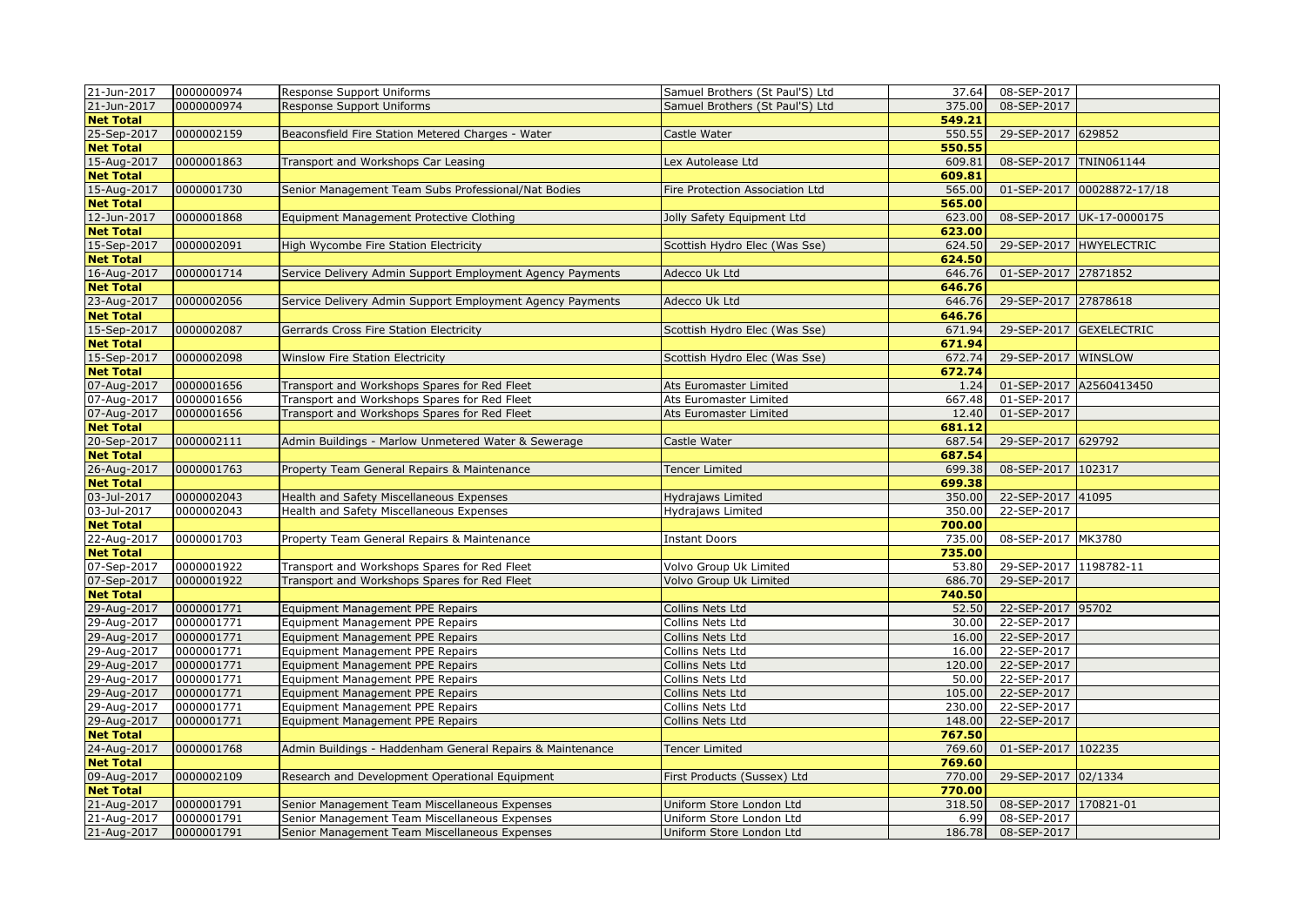| | | | | | | |
|---|---|---|---|---|---|---|
| 21-Jun-2017 | 0000000974 | Response Support Uniforms | Samuel Brothers (St Paul'S) Ltd | 37.64 | 08-SEP-2017 | |
| 21-Jun-2017 | 0000000974 | Response Support Uniforms | Samuel Brothers (St Paul'S) Ltd | 375.00 | 08-SEP-2017 | |
| **Net Total** | | | | **549.21** | | |
| 25-Sep-2017 | 0000002159 | Beaconsfield Fire Station Metered Charges - Water | Castle Water | 550.55 | 29-SEP-2017 | 629852 |
| **Net Total** | | | | **550.55** | | |
| 15-Aug-2017 | 0000001863 | Transport and Workshops Car Leasing | Lex Autolease Ltd | 609.81 | 08-SEP-2017 | TNIN061144 |
| **Net Total** | | | | **609.81** | | |
| 15-Aug-2017 | 0000001730 | Senior Management Team Subs Professional/Nat Bodies | Fire Protection Association Ltd | 565.00 | 01-SEP-2017 | 00028872-17/18 |
| **Net Total** | | | | **565.00** | | |
| 12-Jun-2017 | 0000001868 | Equipment Management Protective Clothing | Jolly Safety Equipment Ltd | 623.00 | 08-SEP-2017 | UK-17-0000175 |
| **Net Total** | | | | **623.00** | | |
| 15-Sep-2017 | 0000002091 | High Wycombe Fire Station Electricity | Scottish Hydro Elec (Was Sse) | 624.50 | 29-SEP-2017 | HWYELECTRIC |
| **Net Total** | | | | **624.50** | | |
| 16-Aug-2017 | 0000001714 | Service Delivery Admin Support Employment Agency Payments | Adecco Uk Ltd | 646.76 | 01-SEP-2017 | 27871852 |
| **Net Total** | | | | **646.76** | | |
| 23-Aug-2017 | 0000002056 | Service Delivery Admin Support Employment Agency Payments | Adecco Uk Ltd | 646.76 | 29-SEP-2017 | 27878618 |
| **Net Total** | | | | **646.76** | | |
| 15-Sep-2017 | 0000002087 | Gerrards Cross Fire Station Electricity | Scottish Hydro Elec (Was Sse) | 671.94 | 29-SEP-2017 | GEXELECTRIC |
| **Net Total** | | | | **671.94** | | |
| 15-Sep-2017 | 0000002098 | Winslow Fire Station Electricity | Scottish Hydro Elec (Was Sse) | 672.74 | 29-SEP-2017 | WINSLOW |
| **Net Total** | | | | **672.74** | | |
| 07-Aug-2017 | 0000001656 | Transport and Workshops Spares for Red Fleet | Ats Euromaster Limited | 1.24 | 01-SEP-2017 | A2560413450 |
| 07-Aug-2017 | 0000001656 | Transport and Workshops Spares for Red Fleet | Ats Euromaster Limited | 667.48 | 01-SEP-2017 | |
| 07-Aug-2017 | 0000001656 | Transport and Workshops Spares for Red Fleet | Ats Euromaster Limited | 12.40 | 01-SEP-2017 | |
| **Net Total** | | | | **681.12** | | |
| 20-Sep-2017 | 0000002111 | Admin Buildings - Marlow Unmetered Water & Sewerage | Castle Water | 687.54 | 29-SEP-2017 | 629792 |
| **Net Total** | | | | **687.54** | | |
| 26-Aug-2017 | 0000001763 | Property Team General Repairs & Maintenance | Tencer Limited | 699.38 | 08-SEP-2017 | 102317 |
| **Net Total** | | | | **699.38** | | |
| 03-Jul-2017 | 0000002043 | Health and Safety Miscellaneous Expenses | Hydrajaws Limited | 350.00 | 22-SEP-2017 | 41095 |
| 03-Jul-2017 | 0000002043 | Health and Safety Miscellaneous Expenses | Hydrajaws Limited | 350.00 | 22-SEP-2017 | |
| **Net Total** | | | | **700.00** | | |
| 22-Aug-2017 | 0000001703 | Property Team General Repairs & Maintenance | Instant Doors | 735.00 | 08-SEP-2017 | MK3780 |
| **Net Total** | | | | **735.00** | | |
| 07-Sep-2017 | 0000001922 | Transport and Workshops Spares for Red Fleet | Volvo Group Uk Limited | 53.80 | 29-SEP-2017 | 1198782-11 |
| 07-Sep-2017 | 0000001922 | Transport and Workshops Spares for Red Fleet | Volvo Group Uk Limited | 686.70 | 29-SEP-2017 | |
| **Net Total** | | | | **740.50** | | |
| 29-Aug-2017 | 0000001771 | Equipment Management PPE Repairs | Collins Nets Ltd | 52.50 | 22-SEP-2017 | 95702 |
| 29-Aug-2017 | 0000001771 | Equipment Management PPE Repairs | Collins Nets Ltd | 30.00 | 22-SEP-2017 | |
| 29-Aug-2017 | 0000001771 | Equipment Management PPE Repairs | Collins Nets Ltd | 16.00 | 22-SEP-2017 | |
| 29-Aug-2017 | 0000001771 | Equipment Management PPE Repairs | Collins Nets Ltd | 16.00 | 22-SEP-2017 | |
| 29-Aug-2017 | 0000001771 | Equipment Management PPE Repairs | Collins Nets Ltd | 120.00 | 22-SEP-2017 | |
| 29-Aug-2017 | 0000001771 | Equipment Management PPE Repairs | Collins Nets Ltd | 50.00 | 22-SEP-2017 | |
| 29-Aug-2017 | 0000001771 | Equipment Management PPE Repairs | Collins Nets Ltd | 105.00 | 22-SEP-2017 | |
| 29-Aug-2017 | 0000001771 | Equipment Management PPE Repairs | Collins Nets Ltd | 230.00 | 22-SEP-2017 | |
| 29-Aug-2017 | 0000001771 | Equipment Management PPE Repairs | Collins Nets Ltd | 148.00 | 22-SEP-2017 | |
| **Net Total** | | | | **767.50** | | |
| 24-Aug-2017 | 0000001768 | Admin Buildings - Haddenham General Repairs & Maintenance | Tencer Limited | 769.60 | 01-SEP-2017 | 102235 |
| **Net Total** | | | | **769.60** | | |
| 09-Aug-2017 | 0000002109 | Research and Development Operational Equipment | First Products (Sussex) Ltd | 770.00 | 29-SEP-2017 | 02/1334 |
| **Net Total** | | | | **770.00** | | |
| 21-Aug-2017 | 0000001791 | Senior Management Team Miscellaneous Expenses | Uniform Store London Ltd | 318.50 | 08-SEP-2017 | 170821-01 |
| 21-Aug-2017 | 0000001791 | Senior Management Team Miscellaneous Expenses | Uniform Store London Ltd | 6.99 | 08-SEP-2017 | |
| 21-Aug-2017 | 0000001791 | Senior Management Team Miscellaneous Expenses | Uniform Store London Ltd | 186.78 | 08-SEP-2017 | |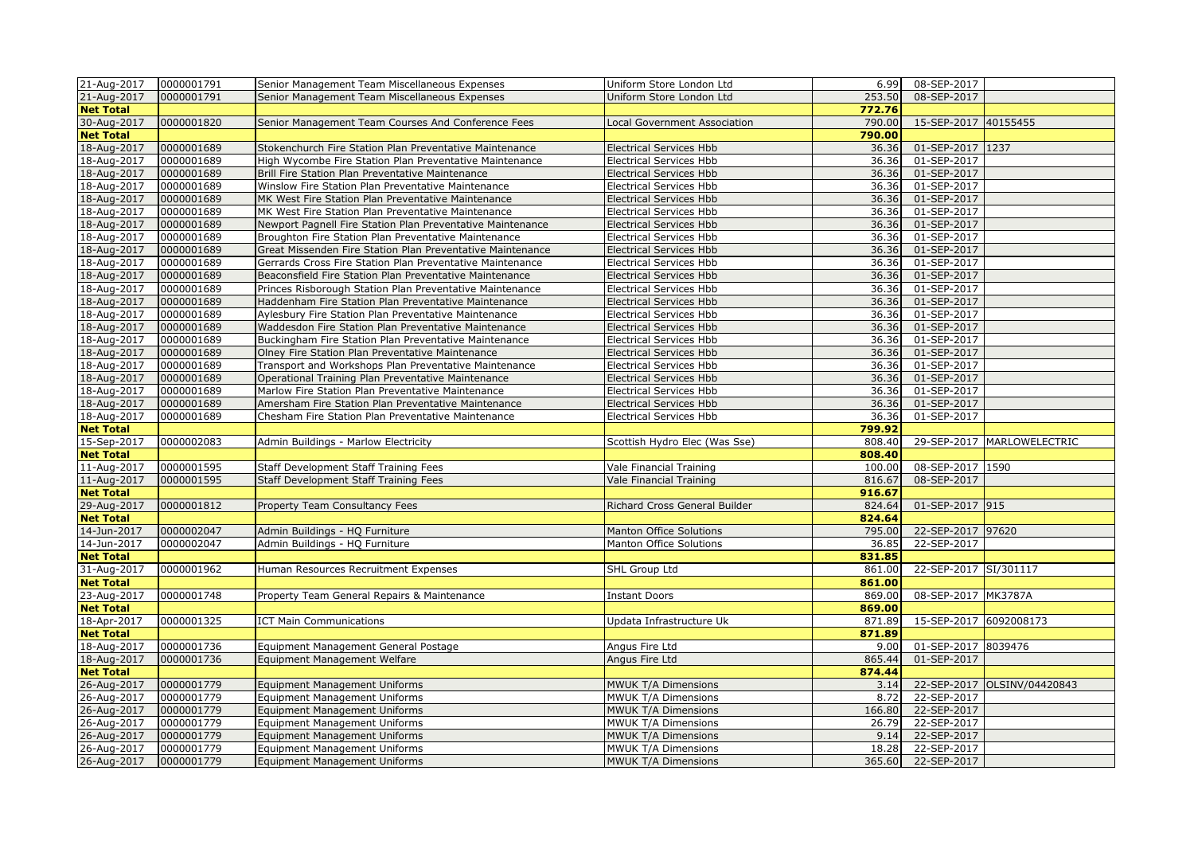| | | | | | | |
|---|---|---|---|---|---|---|
| 21-Aug-2017 | 0000001791 | Senior Management Team Miscellaneous Expenses | Uniform Store London Ltd | 6.99 | 08-SEP-2017 | |
| 21-Aug-2017 | 0000001791 | Senior Management Team Miscellaneous Expenses | Uniform Store London Ltd | 253.50 | 08-SEP-2017 | |
| **Net Total** | | | | **772.76** | | |
| 30-Aug-2017 | 0000001820 | Senior Management Team Courses And Conference Fees | Local Government Association | 790.00 | 15-SEP-2017 | 40155455 |
| **Net Total** | | | | **790.00** | | |
| 18-Aug-2017 | 0000001689 | Stokenchurch Fire Station Plan Preventative Maintenance | Electrical Services Hbb | 36.36 | 01-SEP-2017 | 1237 |
| 18-Aug-2017 | 0000001689 | High Wycombe Fire Station Plan Preventative Maintenance | Electrical Services Hbb | 36.36 | 01-SEP-2017 | |
| 18-Aug-2017 | 0000001689 | Brill Fire Station Plan Preventative Maintenance | Electrical Services Hbb | 36.36 | 01-SEP-2017 | |
| 18-Aug-2017 | 0000001689 | Winslow Fire Station Plan Preventative Maintenance | Electrical Services Hbb | 36.36 | 01-SEP-2017 | |
| 18-Aug-2017 | 0000001689 | MK West Fire Station Plan Preventative Maintenance | Electrical Services Hbb | 36.36 | 01-SEP-2017 | |
| 18-Aug-2017 | 0000001689 | MK West Fire Station Plan Preventative Maintenance | Electrical Services Hbb | 36.36 | 01-SEP-2017 | |
| 18-Aug-2017 | 0000001689 | Newport Pagnell Fire Station Plan Preventative Maintenance | Electrical Services Hbb | 36.36 | 01-SEP-2017 | |
| 18-Aug-2017 | 0000001689 | Broughton Fire Station Plan Preventative Maintenance | Electrical Services Hbb | 36.36 | 01-SEP-2017 | |
| 18-Aug-2017 | 0000001689 | Great Missenden Fire Station Plan Preventative Maintenance | Electrical Services Hbb | 36.36 | 01-SEP-2017 | |
| 18-Aug-2017 | 0000001689 | Gerrards Cross Fire Station Plan Preventative Maintenance | Electrical Services Hbb | 36.36 | 01-SEP-2017 | |
| 18-Aug-2017 | 0000001689 | Beaconsfield Fire Station Plan Preventative Maintenance | Electrical Services Hbb | 36.36 | 01-SEP-2017 | |
| 18-Aug-2017 | 0000001689 | Princes Risborough Station Plan Preventative Maintenance | Electrical Services Hbb | 36.36 | 01-SEP-2017 | |
| 18-Aug-2017 | 0000001689 | Haddenham Fire Station Plan Preventative Maintenance | Electrical Services Hbb | 36.36 | 01-SEP-2017 | |
| 18-Aug-2017 | 0000001689 | Aylesbury Fire Station Plan Preventative Maintenance | Electrical Services Hbb | 36.36 | 01-SEP-2017 | |
| 18-Aug-2017 | 0000001689 | Waddesdon Fire Station Plan Preventative Maintenance | Electrical Services Hbb | 36.36 | 01-SEP-2017 | |
| 18-Aug-2017 | 0000001689 | Buckingham Fire Station Plan Preventative Maintenance | Electrical Services Hbb | 36.36 | 01-SEP-2017 | |
| 18-Aug-2017 | 0000001689 | Olney Fire Station Plan Preventative Maintenance | Electrical Services Hbb | 36.36 | 01-SEP-2017 | |
| 18-Aug-2017 | 0000001689 | Transport and Workshops Plan Preventative Maintenance | Electrical Services Hbb | 36.36 | 01-SEP-2017 | |
| 18-Aug-2017 | 0000001689 | Operational Training Plan Preventative Maintenance | Electrical Services Hbb | 36.36 | 01-SEP-2017 | |
| 18-Aug-2017 | 0000001689 | Marlow Fire Station Plan Preventative Maintenance | Electrical Services Hbb | 36.36 | 01-SEP-2017 | |
| 18-Aug-2017 | 0000001689 | Amersham Fire Station Plan Preventative Maintenance | Electrical Services Hbb | 36.36 | 01-SEP-2017 | |
| 18-Aug-2017 | 0000001689 | Chesham Fire Station Plan Preventative Maintenance | Electrical Services Hbb | 36.36 | 01-SEP-2017 | |
| **Net Total** | | | | **799.92** | | |
| 15-Sep-2017 | 0000002083 | Admin Buildings - Marlow Electricity | Scottish Hydro Elec (Was Sse) | 808.40 | 29-SEP-2017 | MARLOWELECTRIC |
| **Net Total** | | | | **808.40** | | |
| 11-Aug-2017 | 0000001595 | Staff Development Staff Training Fees | Vale Financial Training | 100.00 | 08-SEP-2017 | 1590 |
| 11-Aug-2017 | 0000001595 | Staff Development Staff Training Fees | Vale Financial Training | 816.67 | 08-SEP-2017 | |
| **Net Total** | | | | **916.67** | | |
| 29-Aug-2017 | 0000001812 | Property Team Consultancy Fees | Richard Cross General Builder | 824.64 | 01-SEP-2017 | 915 |
| **Net Total** | | | | **824.64** | | |
| 14-Jun-2017 | 0000002047 | Admin Buildings - HQ Furniture | Manton Office Solutions | 795.00 | 22-SEP-2017 | 97620 |
| 14-Jun-2017 | 0000002047 | Admin Buildings - HQ Furniture | Manton Office Solutions | 36.85 | 22-SEP-2017 | |
| **Net Total** | | | | **831.85** | | |
| 31-Aug-2017 | 0000001962 | Human Resources Recruitment Expenses | SHL Group Ltd | 861.00 | 22-SEP-2017 | SI/301117 |
| **Net Total** | | | | **861.00** | | |
| 23-Aug-2017 | 0000001748 | Property Team General Repairs & Maintenance | Instant Doors | 869.00 | 08-SEP-2017 | MK3787A |
| **Net Total** | | | | **869.00** | | |
| 18-Apr-2017 | 0000001325 | ICT Main Communications | Updata Infrastructure Uk | 871.89 | 15-SEP-2017 | 6092008173 |
| **Net Total** | | | | **871.89** | | |
| 18-Aug-2017 | 0000001736 | Equipment Management General Postage | Angus Fire Ltd | 9.00 | 01-SEP-2017 | 8039476 |
| 18-Aug-2017 | 0000001736 | Equipment Management Welfare | Angus Fire Ltd | 865.44 | 01-SEP-2017 | |
| **Net Total** | | | | **874.44** | | |
| 26-Aug-2017 | 0000001779 | Equipment Management Uniforms | MWUK T/A Dimensions | 3.14 | 22-SEP-2017 | OLSINV/04420843 |
| 26-Aug-2017 | 0000001779 | Equipment Management Uniforms | MWUK T/A Dimensions | 8.72 | 22-SEP-2017 | |
| 26-Aug-2017 | 0000001779 | Equipment Management Uniforms | MWUK T/A Dimensions | 166.80 | 22-SEP-2017 | |
| 26-Aug-2017 | 0000001779 | Equipment Management Uniforms | MWUK T/A Dimensions | 26.79 | 22-SEP-2017 | |
| 26-Aug-2017 | 0000001779 | Equipment Management Uniforms | MWUK T/A Dimensions | 9.14 | 22-SEP-2017 | |
| 26-Aug-2017 | 0000001779 | Equipment Management Uniforms | MWUK T/A Dimensions | 18.28 | 22-SEP-2017 | |
| 26-Aug-2017 | 0000001779 | Equipment Management Uniforms | MWUK T/A Dimensions | 365.60 | 22-SEP-2017 | |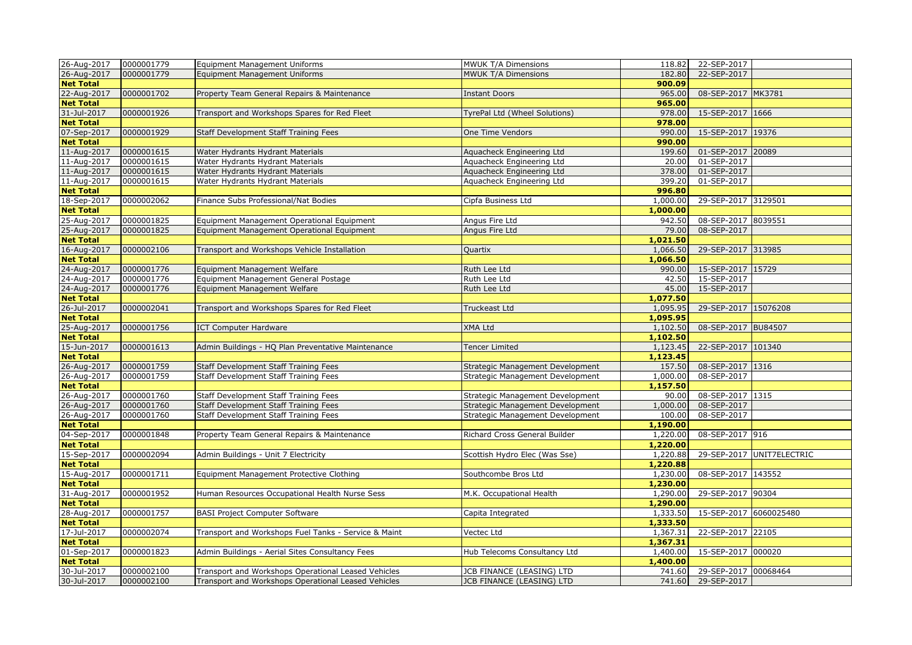| 26-Aug-2017 | 0000001779 | Equipment Management Uniforms | MWUK T/A Dimensions | 118.82 | 22-SEP-2017 | |
|---|---|---|---|---|---|---|
| 26-Aug-2017 | 0000001779 | Equipment Management Uniforms | MWUK T/A Dimensions | 182.80 | 22-SEP-2017 | |
| **Net Total** | | | | **900.09** | | |
| 22-Aug-2017 | 0000001702 | Property Team General Repairs & Maintenance | Instant Doors | 965.00 | 08-SEP-2017 | MK3781 |
| **Net Total** | | | | **965.00** | | |
| 31-Jul-2017 | 0000001926 | Transport and Workshops Spares for Red Fleet | TyrePal Ltd (Wheel Solutions) | 978.00 | 15-SEP-2017 | 1666 |
| **Net Total** | | | | **978.00** | | |
| 07-Sep-2017 | 0000001929 | Staff Development Staff Training Fees | One Time Vendors | 990.00 | 15-SEP-2017 | 19376 |
| **Net Total** | | | | **990.00** | | |
| 11-Aug-2017 | 0000001615 | Water Hydrants Hydrant Materials | Aquacheck Engineering Ltd | 199.60 | 01-SEP-2017 | 20089 |
| 11-Aug-2017 | 0000001615 | Water Hydrants Hydrant Materials | Aquacheck Engineering Ltd | 20.00 | 01-SEP-2017 | |
| 11-Aug-2017 | 0000001615 | Water Hydrants Hydrant Materials | Aquacheck Engineering Ltd | 378.00 | 01-SEP-2017 | |
| 11-Aug-2017 | 0000001615 | Water Hydrants Hydrant Materials | Aquacheck Engineering Ltd | 399.20 | 01-SEP-2017 | |
| **Net Total** | | | | **996.80** | | |
| 18-Sep-2017 | 0000002062 | Finance Subs Professional/Nat Bodies | Cipfa Business Ltd | 1,000.00 | 29-SEP-2017 | 3129501 |
| **Net Total** | | | | **1,000.00** | | |
| 25-Aug-2017 | 0000001825 | Equipment Management Operational Equipment | Angus Fire Ltd | 942.50 | 08-SEP-2017 | 8039551 |
| 25-Aug-2017 | 0000001825 | Equipment Management Operational Equipment | Angus Fire Ltd | 79.00 | 08-SEP-2017 | |
| **Net Total** | | | | **1,021.50** | | |
| 16-Aug-2017 | 0000002106 | Transport and Workshops Vehicle Installation | Quartix | 1,066.50 | 29-SEP-2017 | 313985 |
| **Net Total** | | | | **1,066.50** | | |
| 24-Aug-2017 | 0000001776 | Equipment Management Welfare | Ruth Lee Ltd | 990.00 | 15-SEP-2017 | 15729 |
| 24-Aug-2017 | 0000001776 | Equipment Management General Postage | Ruth Lee Ltd | 42.50 | 15-SEP-2017 | |
| 24-Aug-2017 | 0000001776 | Equipment Management Welfare | Ruth Lee Ltd | 45.00 | 15-SEP-2017 | |
| **Net Total** | | | | **1,077.50** | | |
| 26-Jul-2017 | 0000002041 | Transport and Workshops Spares for Red Fleet | Truckeast Ltd | 1,095.95 | 29-SEP-2017 | 15076208 |
| **Net Total** | | | | **1,095.95** | | |
| 25-Aug-2017 | 0000001756 | ICT Computer Hardware | XMA Ltd | 1,102.50 | 08-SEP-2017 | BU84507 |
| **Net Total** | | | | **1,102.50** | | |
| 15-Jun-2017 | 0000001613 | Admin Buildings - HQ Plan Preventative Maintenance | Tencer Limited | 1,123.45 | 22-SEP-2017 | 101340 |
| **Net Total** | | | | **1,123.45** | | |
| 26-Aug-2017 | 0000001759 | Staff Development Staff Training Fees | Strategic Management Development | 157.50 | 08-SEP-2017 | 1316 |
| 26-Aug-2017 | 0000001759 | Staff Development Staff Training Fees | Strategic Management Development | 1,000.00 | 08-SEP-2017 | |
| **Net Total** | | | | **1,157.50** | | |
| 26-Aug-2017 | 0000001760 | Staff Development Staff Training Fees | Strategic Management Development | 90.00 | 08-SEP-2017 | 1315 |
| 26-Aug-2017 | 0000001760 | Staff Development Staff Training Fees | Strategic Management Development | 1,000.00 | 08-SEP-2017 | |
| 26-Aug-2017 | 0000001760 | Staff Development Staff Training Fees | Strategic Management Development | 100.00 | 08-SEP-2017 | |
| **Net Total** | | | | **1,190.00** | | |
| 04-Sep-2017 | 0000001848 | Property Team General Repairs & Maintenance | Richard Cross General Builder | 1,220.00 | 08-SEP-2017 | 916 |
| **Net Total** | | | | **1,220.00** | | |
| 15-Sep-2017 | 0000002094 | Admin Buildings - Unit 7 Electricity | Scottish Hydro Elec (Was Sse) | 1,220.88 | 29-SEP-2017 | UNIT7ELECTRIC |
| **Net Total** | | | | **1,220.88** | | |
| 15-Aug-2017 | 0000001711 | Equipment Management Protective Clothing | Southcombe Bros Ltd | 1,230.00 | 08-SEP-2017 | 143552 |
| **Net Total** | | | | **1,230.00** | | |
| 31-Aug-2017 | 0000001952 | Human Resources Occupational Health Nurse Sess | M.K. Occupational Health | 1,290.00 | 29-SEP-2017 | 90304 |
| **Net Total** | | | | **1,290.00** | | |
| 28-Aug-2017 | 0000001757 | BASI Project Computer Software | Capita Integrated | 1,333.50 | 15-SEP-2017 | 6060025480 |
| **Net Total** | | | | **1,333.50** | | |
| 17-Jul-2017 | 0000002074 | Transport and Workshops Fuel Tanks - Service & Maint | Vectec Ltd | 1,367.31 | 22-SEP-2017 | 22105 |
| **Net Total** | | | | **1,367.31** | | |
| 01-Sep-2017 | 0000001823 | Admin Buildings - Aerial Sites Consultancy Fees | Hub Telecoms Consultancy Ltd | 1,400.00 | 15-SEP-2017 | 000020 |
| **Net Total** | | | | **1,400.00** | | |
| 30-Jul-2017 | 0000002100 | Transport and Workshops Operational Leased Vehicles | JCB FINANCE (LEASING) LTD | 741.60 | 29-SEP-2017 | 00068464 |
| 30-Jul-2017 | 0000002100 | Transport and Workshops Operational Leased Vehicles | JCB FINANCE (LEASING) LTD | 741.60 | 29-SEP-2017 | |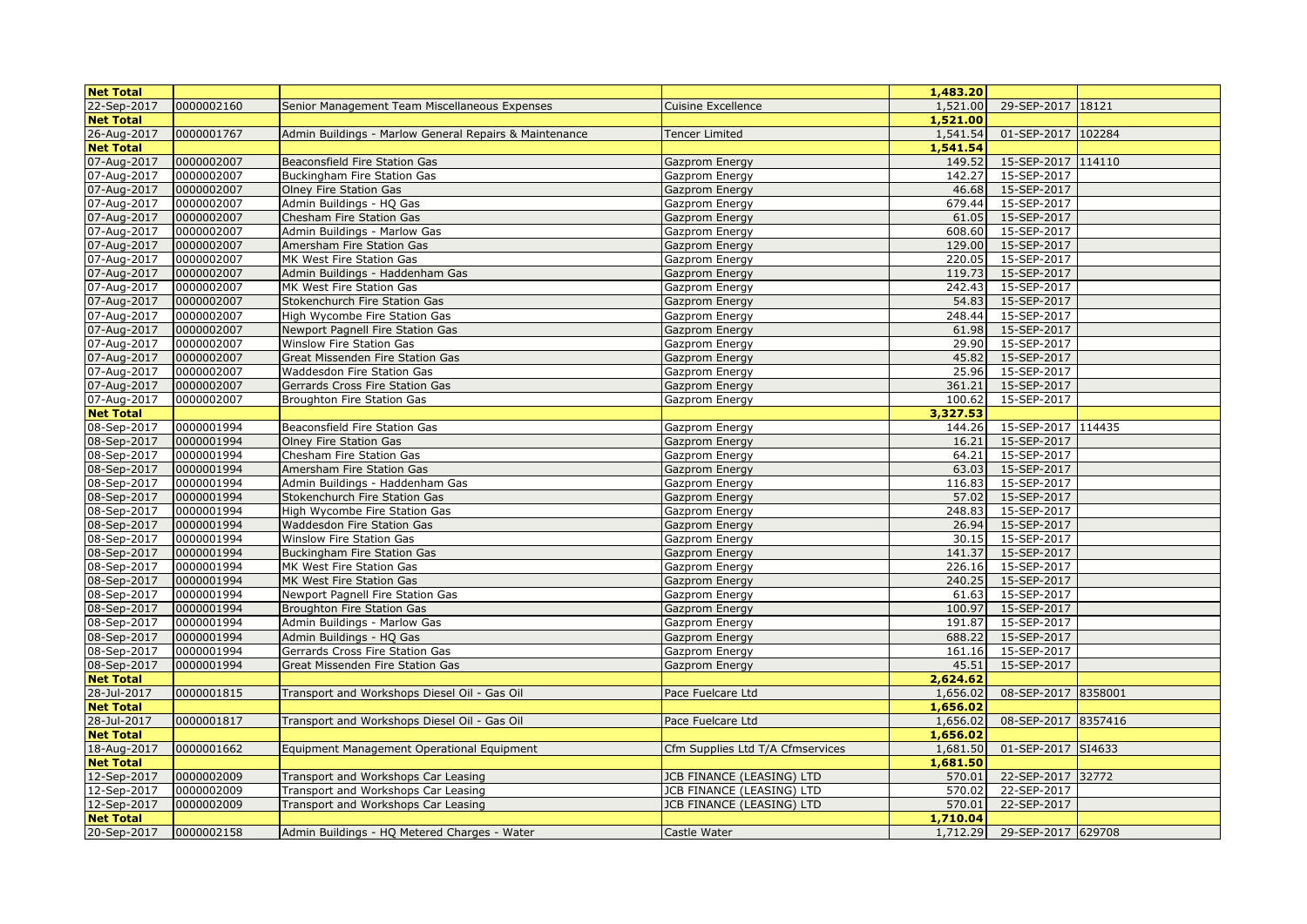| Net Total | | | | 1,483.20 | | |
|---|---|---|---|---|---|---|
| 22-Sep-2017 | 0000002160 | Senior Management Team Miscellaneous Expenses | Cuisine Excellence | 1,521.00 | 29-SEP-2017 | 18121 |
| Net Total | | | | 1,521.00 | | |
| 26-Aug-2017 | 0000001767 | Admin Buildings - Marlow General Repairs & Maintenance | Tencer Limited | 1,541.54 | 01-SEP-2017 | 102284 |
| Net Total | | | | 1,541.54 | | |
| 07-Aug-2017 | 0000002007 | Beaconsfield Fire Station Gas | Gazprom Energy | 149.52 | 15-SEP-2017 | 114110 |
| 07-Aug-2017 | 0000002007 | Buckingham Fire Station Gas | Gazprom Energy | 142.27 | 15-SEP-2017 | |
| 07-Aug-2017 | 0000002007 | Olney Fire Station Gas | Gazprom Energy | 46.68 | 15-SEP-2017 | |
| 07-Aug-2017 | 0000002007 | Admin Buildings - HQ Gas | Gazprom Energy | 679.44 | 15-SEP-2017 | |
| 07-Aug-2017 | 0000002007 | Chesham Fire Station Gas | Gazprom Energy | 61.05 | 15-SEP-2017 | |
| 07-Aug-2017 | 0000002007 | Admin Buildings - Marlow Gas | Gazprom Energy | 608.60 | 15-SEP-2017 | |
| 07-Aug-2017 | 0000002007 | Amersham Fire Station Gas | Gazprom Energy | 129.00 | 15-SEP-2017 | |
| 07-Aug-2017 | 0000002007 | MK West Fire Station Gas | Gazprom Energy | 220.05 | 15-SEP-2017 | |
| 07-Aug-2017 | 0000002007 | Admin Buildings - Haddenham Gas | Gazprom Energy | 119.73 | 15-SEP-2017 | |
| 07-Aug-2017 | 0000002007 | MK West Fire Station Gas | Gazprom Energy | 242.43 | 15-SEP-2017 | |
| 07-Aug-2017 | 0000002007 | Stokenchurch Fire Station Gas | Gazprom Energy | 54.83 | 15-SEP-2017 | |
| 07-Aug-2017 | 0000002007 | High Wycombe Fire Station Gas | Gazprom Energy | 248.44 | 15-SEP-2017 | |
| 07-Aug-2017 | 0000002007 | Newport Pagnell Fire Station Gas | Gazprom Energy | 61.98 | 15-SEP-2017 | |
| 07-Aug-2017 | 0000002007 | Winslow Fire Station Gas | Gazprom Energy | 29.90 | 15-SEP-2017 | |
| 07-Aug-2017 | 0000002007 | Great Missenden Fire Station Gas | Gazprom Energy | 45.82 | 15-SEP-2017 | |
| 07-Aug-2017 | 0000002007 | Waddesdon Fire Station Gas | Gazprom Energy | 25.96 | 15-SEP-2017 | |
| 07-Aug-2017 | 0000002007 | Gerrards Cross Fire Station Gas | Gazprom Energy | 361.21 | 15-SEP-2017 | |
| 07-Aug-2017 | 0000002007 | Broughton Fire Station Gas | Gazprom Energy | 100.62 | 15-SEP-2017 | |
| Net Total | | | | 3,327.53 | | |
| 08-Sep-2017 | 0000001994 | Beaconsfield Fire Station Gas | Gazprom Energy | 144.26 | 15-SEP-2017 | 114435 |
| 08-Sep-2017 | 0000001994 | Olney Fire Station Gas | Gazprom Energy | 16.21 | 15-SEP-2017 | |
| 08-Sep-2017 | 0000001994 | Chesham Fire Station Gas | Gazprom Energy | 64.21 | 15-SEP-2017 | |
| 08-Sep-2017 | 0000001994 | Amersham Fire Station Gas | Gazprom Energy | 63.03 | 15-SEP-2017 | |
| 08-Sep-2017 | 0000001994 | Admin Buildings - Haddenham Gas | Gazprom Energy | 116.83 | 15-SEP-2017 | |
| 08-Sep-2017 | 0000001994 | Stokenchurch Fire Station Gas | Gazprom Energy | 57.02 | 15-SEP-2017 | |
| 08-Sep-2017 | 0000001994 | High Wycombe Fire Station Gas | Gazprom Energy | 248.83 | 15-SEP-2017 | |
| 08-Sep-2017 | 0000001994 | Waddesdon Fire Station Gas | Gazprom Energy | 26.94 | 15-SEP-2017 | |
| 08-Sep-2017 | 0000001994 | Winslow Fire Station Gas | Gazprom Energy | 30.15 | 15-SEP-2017 | |
| 08-Sep-2017 | 0000001994 | Buckingham Fire Station Gas | Gazprom Energy | 141.37 | 15-SEP-2017 | |
| 08-Sep-2017 | 0000001994 | MK West Fire Station Gas | Gazprom Energy | 226.16 | 15-SEP-2017 | |
| 08-Sep-2017 | 0000001994 | MK West Fire Station Gas | Gazprom Energy | 240.25 | 15-SEP-2017 | |
| 08-Sep-2017 | 0000001994 | Newport Pagnell Fire Station Gas | Gazprom Energy | 61.63 | 15-SEP-2017 | |
| 08-Sep-2017 | 0000001994 | Broughton Fire Station Gas | Gazprom Energy | 100.97 | 15-SEP-2017 | |
| 08-Sep-2017 | 0000001994 | Admin Buildings - Marlow Gas | Gazprom Energy | 191.87 | 15-SEP-2017 | |
| 08-Sep-2017 | 0000001994 | Admin Buildings - HQ Gas | Gazprom Energy | 688.22 | 15-SEP-2017 | |
| 08-Sep-2017 | 0000001994 | Gerrards Cross Fire Station Gas | Gazprom Energy | 161.16 | 15-SEP-2017 | |
| 08-Sep-2017 | 0000001994 | Great Missenden Fire Station Gas | Gazprom Energy | 45.51 | 15-SEP-2017 | |
| Net Total | | | | 2,624.62 | | |
| 28-Jul-2017 | 0000001815 | Transport and Workshops Diesel Oil - Gas Oil | Pace Fuelcare Ltd | 1,656.02 | 08-SEP-2017 | 8358001 |
| Net Total | | | | 1,656.02 | | |
| 28-Jul-2017 | 0000001817 | Transport and Workshops Diesel Oil - Gas Oil | Pace Fuelcare Ltd | 1,656.02 | 08-SEP-2017 | 8357416 |
| Net Total | | | | 1,656.02 | | |
| 18-Aug-2017 | 0000001662 | Equipment Management Operational Equipment | Cfm Supplies Ltd T/A Cfmservices | 1,681.50 | 01-SEP-2017 | SI4633 |
| Net Total | | | | 1,681.50 | | |
| 12-Sep-2017 | 0000002009 | Transport and Workshops Car Leasing | JCB FINANCE (LEASING) LTD | 570.01 | 22-SEP-2017 | 32772 |
| 12-Sep-2017 | 0000002009 | Transport and Workshops Car Leasing | JCB FINANCE (LEASING) LTD | 570.02 | 22-SEP-2017 | |
| 12-Sep-2017 | 0000002009 | Transport and Workshops Car Leasing | JCB FINANCE (LEASING) LTD | 570.01 | 22-SEP-2017 | |
| Net Total | | | | 1,710.04 | | |
| 20-Sep-2017 | 0000002158 | Admin Buildings - HQ Metered Charges - Water | Castle Water | 1,712.29 | 29-SEP-2017 | 629708 |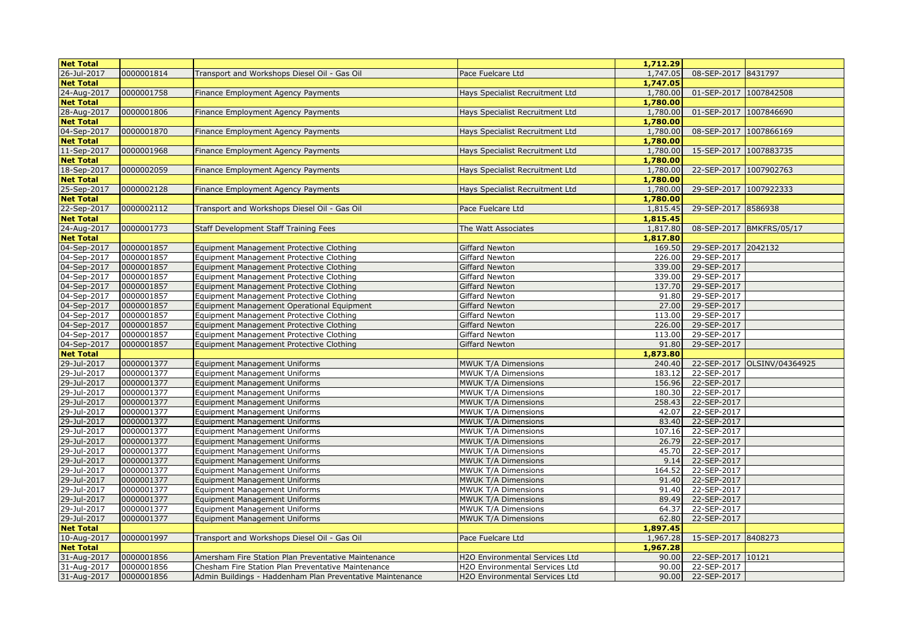| Net Total | | | | 1,712.29 | | |
|---|---|---|---|---|---|---|
| 26-Jul-2017 | 0000001814 | Transport and Workshops Diesel Oil - Gas Oil | Pace Fuelcare Ltd | 1,747.05 | 08-SEP-2017 | 8431797 |
| Net Total | | | | 1,747.05 | | |
| 24-Aug-2017 | 0000001758 | Finance Employment Agency Payments | Hays Specialist Recruitment Ltd | 1,780.00 | 01-SEP-2017 | 1007842508 |
| Net Total | | | | 1,780.00 | | |
| 28-Aug-2017 | 0000001806 | Finance Employment Agency Payments | Hays Specialist Recruitment Ltd | 1,780.00 | 01-SEP-2017 | 1007846690 |
| Net Total | | | | 1,780.00 | | |
| 04-Sep-2017 | 0000001870 | Finance Employment Agency Payments | Hays Specialist Recruitment Ltd | 1,780.00 | 08-SEP-2017 | 1007866169 |
| Net Total | | | | 1,780.00 | | |
| 11-Sep-2017 | 0000001968 | Finance Employment Agency Payments | Hays Specialist Recruitment Ltd | 1,780.00 | 15-SEP-2017 | 1007883735 |
| Net Total | | | | 1,780.00 | | |
| 18-Sep-2017 | 0000002059 | Finance Employment Agency Payments | Hays Specialist Recruitment Ltd | 1,780.00 | 22-SEP-2017 | 1007902763 |
| Net Total | | | | 1,780.00 | | |
| 25-Sep-2017 | 0000002128 | Finance Employment Agency Payments | Hays Specialist Recruitment Ltd | 1,780.00 | 29-SEP-2017 | 1007922333 |
| Net Total | | | | 1,780.00 | | |
| 22-Sep-2017 | 0000002112 | Transport and Workshops Diesel Oil - Gas Oil | Pace Fuelcare Ltd | 1,815.45 | 29-SEP-2017 | 8586938 |
| Net Total | | | | 1,815.45 | | |
| 24-Aug-2017 | 0000001773 | Staff Development Staff Training Fees | The Watt Associates | 1,817.80 | 08-SEP-2017 | BMKFRS/05/17 |
| Net Total | | | | 1,817.80 | | |
| 04-Sep-2017 | 0000001857 | Equipment Management Protective Clothing | Giffard Newton | 169.50 | 29-SEP-2017 | 2042132 |
| 04-Sep-2017 | 0000001857 | Equipment Management Protective Clothing | Giffard Newton | 226.00 | 29-SEP-2017 | |
| 04-Sep-2017 | 0000001857 | Equipment Management Protective Clothing | Giffard Newton | 339.00 | 29-SEP-2017 | |
| 04-Sep-2017 | 0000001857 | Equipment Management Protective Clothing | Giffard Newton | 339.00 | 29-SEP-2017 | |
| 04-Sep-2017 | 0000001857 | Equipment Management Protective Clothing | Giffard Newton | 137.70 | 29-SEP-2017 | |
| 04-Sep-2017 | 0000001857 | Equipment Management Protective Clothing | Giffard Newton | 91.80 | 29-SEP-2017 | |
| 04-Sep-2017 | 0000001857 | Equipment Management Operational Equipment | Giffard Newton | 27.00 | 29-SEP-2017 | |
| 04-Sep-2017 | 0000001857 | Equipment Management Protective Clothing | Giffard Newton | 113.00 | 29-SEP-2017 | |
| 04-Sep-2017 | 0000001857 | Equipment Management Protective Clothing | Giffard Newton | 226.00 | 29-SEP-2017 | |
| 04-Sep-2017 | 0000001857 | Equipment Management Protective Clothing | Giffard Newton | 113.00 | 29-SEP-2017 | |
| 04-Sep-2017 | 0000001857 | Equipment Management Protective Clothing | Giffard Newton | 91.80 | 29-SEP-2017 | |
| Net Total | | | | 1,873.80 | | |
| 29-Jul-2017 | 0000001377 | Equipment Management Uniforms | MWUK T/A Dimensions | 240.40 | 22-SEP-2017 | OLSINV/04364925 |
| 29-Jul-2017 | 0000001377 | Equipment Management Uniforms | MWUK T/A Dimensions | 183.12 | 22-SEP-2017 | |
| 29-Jul-2017 | 0000001377 | Equipment Management Uniforms | MWUK T/A Dimensions | 156.96 | 22-SEP-2017 | |
| 29-Jul-2017 | 0000001377 | Equipment Management Uniforms | MWUK T/A Dimensions | 180.30 | 22-SEP-2017 | |
| 29-Jul-2017 | 0000001377 | Equipment Management Uniforms | MWUK T/A Dimensions | 258.43 | 22-SEP-2017 | |
| 29-Jul-2017 | 0000001377 | Equipment Management Uniforms | MWUK T/A Dimensions | 42.07 | 22-SEP-2017 | |
| 29-Jul-2017 | 0000001377 | Equipment Management Uniforms | MWUK T/A Dimensions | 83.40 | 22-SEP-2017 | |
| 29-Jul-2017 | 0000001377 | Equipment Management Uniforms | MWUK T/A Dimensions | 107.16 | 22-SEP-2017 | |
| 29-Jul-2017 | 0000001377 | Equipment Management Uniforms | MWUK T/A Dimensions | 26.79 | 22-SEP-2017 | |
| 29-Jul-2017 | 0000001377 | Equipment Management Uniforms | MWUK T/A Dimensions | 45.70 | 22-SEP-2017 | |
| 29-Jul-2017 | 0000001377 | Equipment Management Uniforms | MWUK T/A Dimensions | 9.14 | 22-SEP-2017 | |
| 29-Jul-2017 | 0000001377 | Equipment Management Uniforms | MWUK T/A Dimensions | 164.52 | 22-SEP-2017 | |
| 29-Jul-2017 | 0000001377 | Equipment Management Uniforms | MWUK T/A Dimensions | 91.40 | 22-SEP-2017 | |
| 29-Jul-2017 | 0000001377 | Equipment Management Uniforms | MWUK T/A Dimensions | 91.40 | 22-SEP-2017 | |
| 29-Jul-2017 | 0000001377 | Equipment Management Uniforms | MWUK T/A Dimensions | 89.49 | 22-SEP-2017 | |
| 29-Jul-2017 | 0000001377 | Equipment Management Uniforms | MWUK T/A Dimensions | 64.37 | 22-SEP-2017 | |
| 29-Jul-2017 | 0000001377 | Equipment Management Uniforms | MWUK T/A Dimensions | 62.80 | 22-SEP-2017 | |
| Net Total | | | | 1,897.45 | | |
| 10-Aug-2017 | 0000001997 | Transport and Workshops Diesel Oil - Gas Oil | Pace Fuelcare Ltd | 1,967.28 | 15-SEP-2017 | 8408273 |
| Net Total | | | | 1,967.28 | | |
| 31-Aug-2017 | 0000001856 | Amersham Fire Station Plan Preventative Maintenance | H2O Environmental Services Ltd | 90.00 | 22-SEP-2017 | 10121 |
| 31-Aug-2017 | 0000001856 | Chesham Fire Station Plan Preventative Maintenance | H2O Environmental Services Ltd | 90.00 | 22-SEP-2017 | |
| 31-Aug-2017 | 0000001856 | Admin Buildings - Haddenham Plan Preventative Maintenance | H2O Environmental Services Ltd | 90.00 | 22-SEP-2017 | |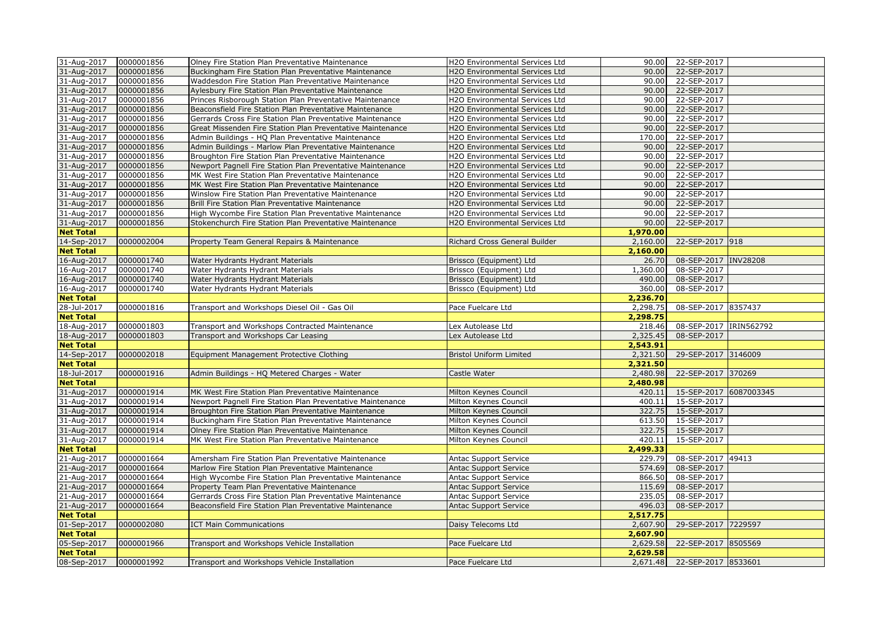| | | | | | | |
|---|---|---|---|---|---|---|
| 31-Aug-2017 | 0000001856 | Olney Fire Station Plan Preventative Maintenance | H2O Environmental Services Ltd | 90.00 | 22-SEP-2017 | |
| 31-Aug-2017 | 0000001856 | Buckingham Fire Station Plan Preventative Maintenance | H2O Environmental Services Ltd | 90.00 | 22-SEP-2017 | |
| 31-Aug-2017 | 0000001856 | Waddesdon Fire Station Plan Preventative Maintenance | H2O Environmental Services Ltd | 90.00 | 22-SEP-2017 | |
| 31-Aug-2017 | 0000001856 | Aylesbury Fire Station Plan Preventative Maintenance | H2O Environmental Services Ltd | 90.00 | 22-SEP-2017 | |
| 31-Aug-2017 | 0000001856 | Princes Risborough Station Plan Preventative Maintenance | H2O Environmental Services Ltd | 90.00 | 22-SEP-2017 | |
| 31-Aug-2017 | 0000001856 | Beaconsfield Fire Station Plan Preventative Maintenance | H2O Environmental Services Ltd | 90.00 | 22-SEP-2017 | |
| 31-Aug-2017 | 0000001856 | Gerrards Cross Fire Station Plan Preventative Maintenance | H2O Environmental Services Ltd | 90.00 | 22-SEP-2017 | |
| 31-Aug-2017 | 0000001856 | Great Missenden Fire Station Plan Preventative Maintenance | H2O Environmental Services Ltd | 90.00 | 22-SEP-2017 | |
| 31-Aug-2017 | 0000001856 | Admin Buildings - HQ Plan Preventative Maintenance | H2O Environmental Services Ltd | 170.00 | 22-SEP-2017 | |
| 31-Aug-2017 | 0000001856 | Admin Buildings - Marlow Plan Preventative Maintenance | H2O Environmental Services Ltd | 90.00 | 22-SEP-2017 | |
| 31-Aug-2017 | 0000001856 | Broughton Fire Station Plan Preventative Maintenance | H2O Environmental Services Ltd | 90.00 | 22-SEP-2017 | |
| 31-Aug-2017 | 0000001856 | Newport Pagnell Fire Station Plan Preventative Maintenance | H2O Environmental Services Ltd | 90.00 | 22-SEP-2017 | |
| 31-Aug-2017 | 0000001856 | MK West Fire Station Plan Preventative Maintenance | H2O Environmental Services Ltd | 90.00 | 22-SEP-2017 | |
| 31-Aug-2017 | 0000001856 | MK West Fire Station Plan Preventative Maintenance | H2O Environmental Services Ltd | 90.00 | 22-SEP-2017 | |
| 31-Aug-2017 | 0000001856 | Winslow Fire Station Plan Preventative Maintenance | H2O Environmental Services Ltd | 90.00 | 22-SEP-2017 | |
| 31-Aug-2017 | 0000001856 | Brill Fire Station Plan Preventative Maintenance | H2O Environmental Services Ltd | 90.00 | 22-SEP-2017 | |
| 31-Aug-2017 | 0000001856 | High Wycombe Fire Station Plan Preventative Maintenance | H2O Environmental Services Ltd | 90.00 | 22-SEP-2017 | |
| 31-Aug-2017 | 0000001856 | Stokenchurch Fire Station Plan Preventative Maintenance | H2O Environmental Services Ltd | 90.00 | 22-SEP-2017 | |
| **Net Total** | | | | **1,970.00** | | |
| 14-Sep-2017 | 0000002004 | Property Team General Repairs & Maintenance | Richard Cross General Builder | 2,160.00 | 22-SEP-2017 | 918 |
| **Net Total** | | | | **2,160.00** | | |
| 16-Aug-2017 | 0000001740 | Water Hydrants Hydrant Materials | Brissco (Equipment) Ltd | 26.70 | 08-SEP-2017 | INV28208 |
| 16-Aug-2017 | 0000001740 | Water Hydrants Hydrant Materials | Brissco (Equipment) Ltd | 1,360.00 | 08-SEP-2017 | |
| 16-Aug-2017 | 0000001740 | Water Hydrants Hydrant Materials | Brissco (Equipment) Ltd | 490.00 | 08-SEP-2017 | |
| 16-Aug-2017 | 0000001740 | Water Hydrants Hydrant Materials | Brissco (Equipment) Ltd | 360.00 | 08-SEP-2017 | |
| **Net Total** | | | | **2,236.70** | | |
| 28-Jul-2017 | 0000001816 | Transport and Workshops Diesel Oil - Gas Oil | Pace Fuelcare Ltd | 2,298.75 | 08-SEP-2017 | 8357437 |
| **Net Total** | | | | **2,298.75** | | |
| 18-Aug-2017 | 0000001803 | Transport and Workshops Contracted Maintenance | Lex Autolease Ltd | 218.46 | 08-SEP-2017 | IRIN562792 |
| 18-Aug-2017 | 0000001803 | Transport and Workshops Car Leasing | Lex Autolease Ltd | 2,325.45 | 08-SEP-2017 | |
| **Net Total** | | | | **2,543.91** | | |
| 14-Sep-2017 | 0000002018 | Equipment Management Protective Clothing | Bristol Uniform Limited | 2,321.50 | 29-SEP-2017 | 3146009 |
| **Net Total** | | | | **2,321.50** | | |
| 18-Jul-2017 | 0000001916 | Admin Buildings - HQ Metered Charges - Water | Castle Water | 2,480.98 | 22-SEP-2017 | 370269 |
| **Net Total** | | | | **2,480.98** | | |
| 31-Aug-2017 | 0000001914 | MK West Fire Station Plan Preventative Maintenance | Milton Keynes Council | 420.11 | 15-SEP-2017 | 6087003345 |
| 31-Aug-2017 | 0000001914 | Newport Pagnell Fire Station Plan Preventative Maintenance | Milton Keynes Council | 400.11 | 15-SEP-2017 | |
| 31-Aug-2017 | 0000001914 | Broughton Fire Station Plan Preventative Maintenance | Milton Keynes Council | 322.75 | 15-SEP-2017 | |
| 31-Aug-2017 | 0000001914 | Buckingham Fire Station Plan Preventative Maintenance | Milton Keynes Council | 613.50 | 15-SEP-2017 | |
| 31-Aug-2017 | 0000001914 | Olney Fire Station Plan Preventative Maintenance | Milton Keynes Council | 322.75 | 15-SEP-2017 | |
| 31-Aug-2017 | 0000001914 | MK West Fire Station Plan Preventative Maintenance | Milton Keynes Council | 420.11 | 15-SEP-2017 | |
| **Net Total** | | | | **2,499.33** | | |
| 21-Aug-2017 | 0000001664 | Amersham Fire Station Plan Preventative Maintenance | Antac Support Service | 229.79 | 08-SEP-2017 | 49413 |
| 21-Aug-2017 | 0000001664 | Marlow Fire Station Plan Preventative Maintenance | Antac Support Service | 574.69 | 08-SEP-2017 | |
| 21-Aug-2017 | 0000001664 | High Wycombe Fire Station Plan Preventative Maintenance | Antac Support Service | 866.50 | 08-SEP-2017 | |
| 21-Aug-2017 | 0000001664 | Property Team Plan Preventative Maintenance | Antac Support Service | 115.69 | 08-SEP-2017 | |
| 21-Aug-2017 | 0000001664 | Gerrards Cross Fire Station Plan Preventative Maintenance | Antac Support Service | 235.05 | 08-SEP-2017 | |
| 21-Aug-2017 | 0000001664 | Beaconsfield Fire Station Plan Preventative Maintenance | Antac Support Service | 496.03 | 08-SEP-2017 | |
| **Net Total** | | | | **2,517.75** | | |
| 01-Sep-2017 | 0000002080 | ICT Main Communications | Daisy Telecoms Ltd | 2,607.90 | 29-SEP-2017 | 7229597 |
| **Net Total** | | | | **2,607.90** | | |
| 05-Sep-2017 | 0000001966 | Transport and Workshops Vehicle Installation | Pace Fuelcare Ltd | 2,629.58 | 22-SEP-2017 | 8505569 |
| **Net Total** | | | | **2,629.58** | | |
| 08-Sep-2017 | 0000001992 | Transport and Workshops Vehicle Installation | Pace Fuelcare Ltd | 2,671.48 | 22-SEP-2017 | 8533601 |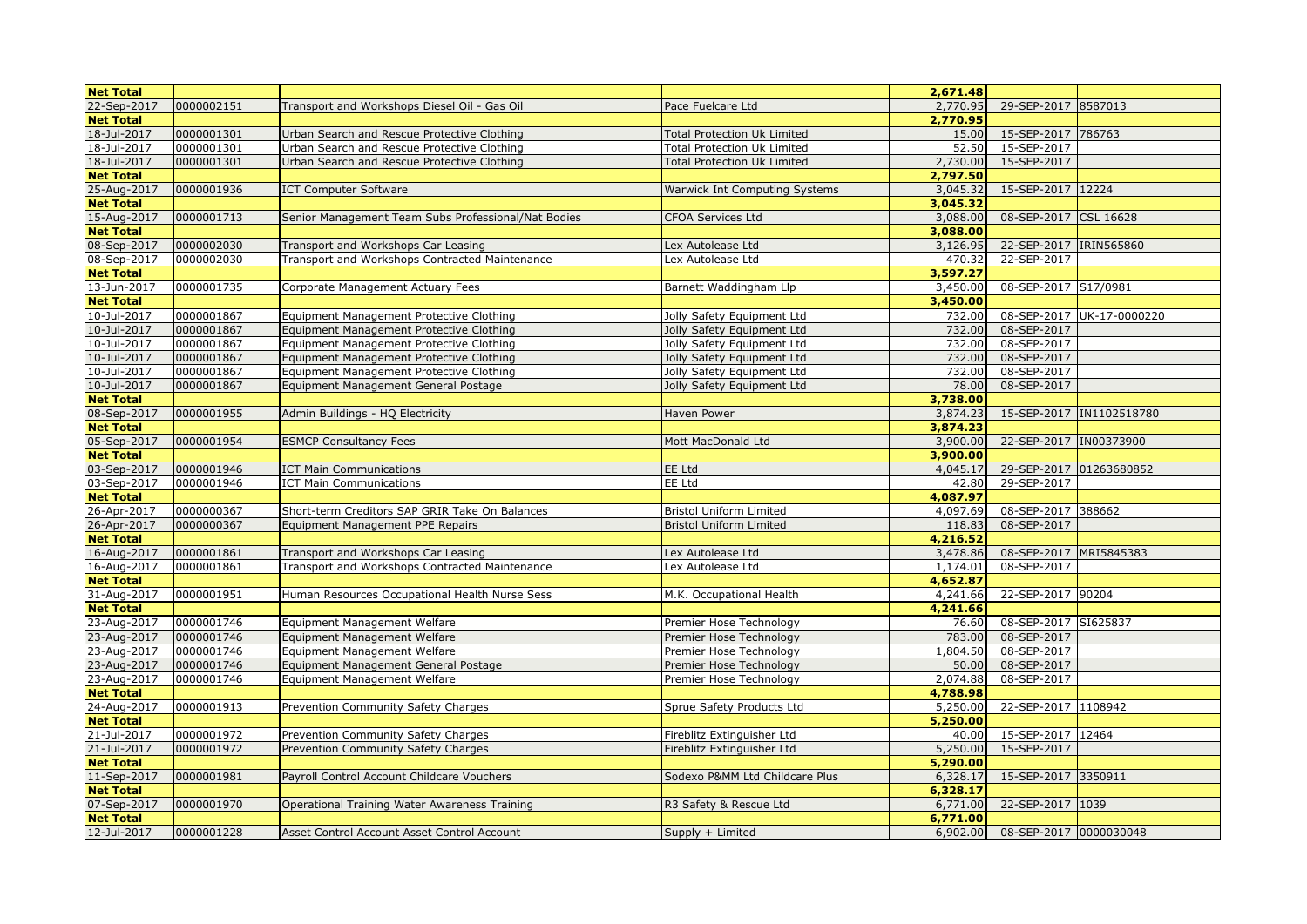| | | | | | | |
|---|---|---|---|---|---|---|
| **Net Total** | | | | **2,671.48** | | |
| 22-Sep-2017 | 0000002151 | Transport and Workshops Diesel Oil - Gas Oil | Pace Fuelcare Ltd | 2,770.95 | 29-SEP-2017 | 8587013 |
| **Net Total** | | | | **2,770.95** | | |
| 18-Jul-2017 | 0000001301 | Urban Search and Rescue Protective Clothing | Total Protection Uk Limited | 15.00 | 15-SEP-2017 | 786763 |
| 18-Jul-2017 | 0000001301 | Urban Search and Rescue Protective Clothing | Total Protection Uk Limited | 52.50 | 15-SEP-2017 | |
| 18-Jul-2017 | 0000001301 | Urban Search and Rescue Protective Clothing | Total Protection Uk Limited | 2,730.00 | 15-SEP-2017 | |
| **Net Total** | | | | **2,797.50** | | |
| 25-Aug-2017 | 0000001936 | ICT Computer Software | Warwick Int Computing Systems | 3,045.32 | 15-SEP-2017 | 12224 |
| **Net Total** | | | | **3,045.32** | | |
| 15-Aug-2017 | 0000001713 | Senior Management Team Subs Professional/Nat Bodies | CFOA Services Ltd | 3,088.00 | 08-SEP-2017 | CSL 16628 |
| **Net Total** | | | | **3,088.00** | | |
| 08-Sep-2017 | 0000002030 | Transport and Workshops Car Leasing | Lex Autolease Ltd | 3,126.95 | 22-SEP-2017 | IRIN565860 |
| 08-Sep-2017 | 0000002030 | Transport and Workshops Contracted Maintenance | Lex Autolease Ltd | 470.32 | 22-SEP-2017 | |
| **Net Total** | | | | **3,597.27** | | |
| 13-Jun-2017 | 0000001735 | Corporate Management Actuary Fees | Barnett Waddingham Llp | 3,450.00 | 08-SEP-2017 | S17/0981 |
| **Net Total** | | | | **3,450.00** | | |
| 10-Jul-2017 | 0000001867 | Equipment Management Protective Clothing | Jolly Safety Equipment Ltd | 732.00 | 08-SEP-2017 | UK-17-0000220 |
| 10-Jul-2017 | 0000001867 | Equipment Management Protective Clothing | Jolly Safety Equipment Ltd | 732.00 | 08-SEP-2017 | |
| 10-Jul-2017 | 0000001867 | Equipment Management Protective Clothing | Jolly Safety Equipment Ltd | 732.00 | 08-SEP-2017 | |
| 10-Jul-2017 | 0000001867 | Equipment Management Protective Clothing | Jolly Safety Equipment Ltd | 732.00 | 08-SEP-2017 | |
| 10-Jul-2017 | 0000001867 | Equipment Management Protective Clothing | Jolly Safety Equipment Ltd | 732.00 | 08-SEP-2017 | |
| 10-Jul-2017 | 0000001867 | Equipment Management General Postage | Jolly Safety Equipment Ltd | 78.00 | 08-SEP-2017 | |
| **Net Total** | | | | **3,738.00** | | |
| 08-Sep-2017 | 0000001955 | Admin Buildings - HQ Electricity | Haven Power | 3,874.23 | 15-SEP-2017 | IN1102518780 |
| **Net Total** | | | | **3,874.23** | | |
| 05-Sep-2017 | 0000001954 | ESMCP Consultancy Fees | Mott MacDonald Ltd | 3,900.00 | 22-SEP-2017 | IN00373900 |
| **Net Total** | | | | **3,900.00** | | |
| 03-Sep-2017 | 0000001946 | ICT Main Communications | EE Ltd | 4,045.17 | 29-SEP-2017 | 01263680852 |
| 03-Sep-2017 | 0000001946 | ICT Main Communications | EE Ltd | 42.80 | 29-SEP-2017 | |
| **Net Total** | | | | **4,087.97** | | |
| 26-Apr-2017 | 0000000367 | Short-term Creditors SAP GRIR Take On Balances | Bristol Uniform Limited | 4,097.69 | 08-SEP-2017 | 388662 |
| 26-Apr-2017 | 0000000367 | Equipment Management PPE Repairs | Bristol Uniform Limited | 118.83 | 08-SEP-2017 | |
| **Net Total** | | | | **4,216.52** | | |
| 16-Aug-2017 | 0000001861 | Transport and Workshops Car Leasing | Lex Autolease Ltd | 3,478.86 | 08-SEP-2017 | MRI5845383 |
| 16-Aug-2017 | 0000001861 | Transport and Workshops Contracted Maintenance | Lex Autolease Ltd | 1,174.01 | 08-SEP-2017 | |
| **Net Total** | | | | **4,652.87** | | |
| 31-Aug-2017 | 0000001951 | Human Resources Occupational Health Nurse Sess | M.K. Occupational Health | 4,241.66 | 22-SEP-2017 | 90204 |
| **Net Total** | | | | **4,241.66** | | |
| 23-Aug-2017 | 0000001746 | Equipment Management Welfare | Premier Hose Technology | 76.60 | 08-SEP-2017 | SI625837 |
| 23-Aug-2017 | 0000001746 | Equipment Management Welfare | Premier Hose Technology | 783.00 | 08-SEP-2017 | |
| 23-Aug-2017 | 0000001746 | Equipment Management Welfare | Premier Hose Technology | 1,804.50 | 08-SEP-2017 | |
| 23-Aug-2017 | 0000001746 | Equipment Management General Postage | Premier Hose Technology | 50.00 | 08-SEP-2017 | |
| 23-Aug-2017 | 0000001746 | Equipment Management Welfare | Premier Hose Technology | 2,074.88 | 08-SEP-2017 | |
| **Net Total** | | | | **4,788.98** | | |
| 24-Aug-2017 | 0000001913 | Prevention Community Safety Charges | Sprue Safety Products Ltd | 5,250.00 | 22-SEP-2017 | 1108942 |
| **Net Total** | | | | **5,250.00** | | |
| 21-Jul-2017 | 0000001972 | Prevention Community Safety Charges | Fireblitz Extinguisher Ltd | 40.00 | 15-SEP-2017 | 12464 |
| 21-Jul-2017 | 0000001972 | Prevention Community Safety Charges | Fireblitz Extinguisher Ltd | 5,250.00 | 15-SEP-2017 | |
| **Net Total** | | | | **5,290.00** | | |
| 11-Sep-2017 | 0000001981 | Payroll Control Account Childcare Vouchers | Sodexo P&MM Ltd Childcare Plus | 6,328.17 | 15-SEP-2017 | 3350911 |
| **Net Total** | | | | **6,328.17** | | |
| 07-Sep-2017 | 0000001970 | Operational Training Water Awareness Training | R3 Safety & Rescue Ltd | 6,771.00 | 22-SEP-2017 | 1039 |
| **Net Total** | | | | **6,771.00** | | |
| 12-Jul-2017 | 0000001228 | Asset Control Account Asset Control Account | Supply + Limited | 6,902.00 | 08-SEP-2017 | 0000030048 |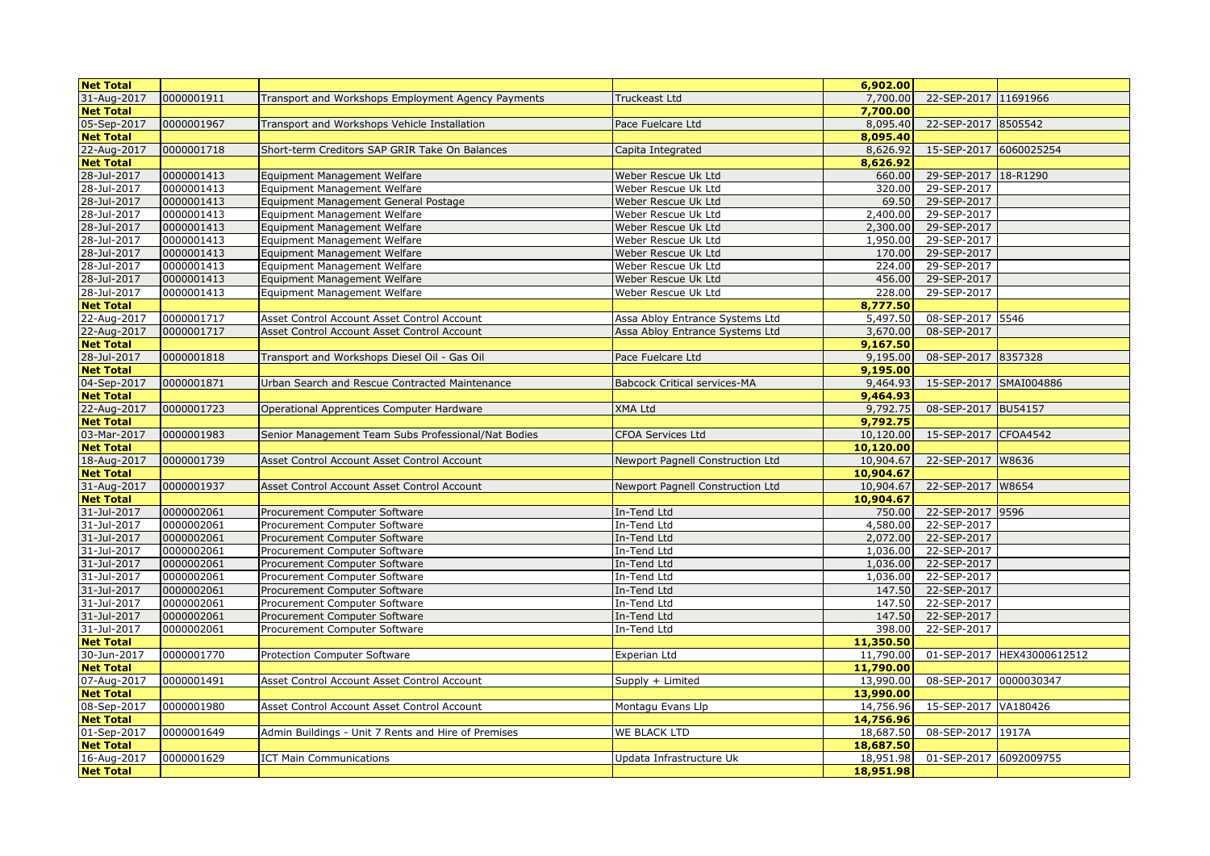| Net Total | | | | 6,902.00 | | |
|---|---|---|---|---|---|---|
| 31-Aug-2017 | 0000001911 | Transport and Workshops Employment Agency Payments | Truckeast Ltd | 7,700.00 | 22-SEP-2017 | 11691966 |
| Net Total | | | | 7,700.00 | | |
| 05-Sep-2017 | 0000001967 | Transport and Workshops Vehicle Installation | Pace Fuelcare Ltd | 8,095.40 | 22-SEP-2017 | 8505542 |
| Net Total | | | | 8,095.40 | | |
| 22-Aug-2017 | 0000001718 | Short-term Creditors SAP GRIR Take On Balances | Capita Integrated | 8,626.92 | 15-SEP-2017 | 6060025254 |
| Net Total | | | | 8,626.92 | | |
| 28-Jul-2017 | 0000001413 | Equipment Management Welfare | Weber Rescue Uk Ltd | 660.00 | 29-SEP-2017 | 18-R1290 |
| 28-Jul-2017 | 0000001413 | Equipment Management Welfare | Weber Rescue Uk Ltd | 320.00 | 29-SEP-2017 | |
| 28-Jul-2017 | 0000001413 | Equipment Management General Postage | Weber Rescue Uk Ltd | 69.50 | 29-SEP-2017 | |
| 28-Jul-2017 | 0000001413 | Equipment Management Welfare | Weber Rescue Uk Ltd | 2,400.00 | 29-SEP-2017 | |
| 28-Jul-2017 | 0000001413 | Equipment Management Welfare | Weber Rescue Uk Ltd | 2,300.00 | 29-SEP-2017 | |
| 28-Jul-2017 | 0000001413 | Equipment Management Welfare | Weber Rescue Uk Ltd | 1,950.00 | 29-SEP-2017 | |
| 28-Jul-2017 | 0000001413 | Equipment Management Welfare | Weber Rescue Uk Ltd | 170.00 | 29-SEP-2017 | |
| 28-Jul-2017 | 0000001413 | Equipment Management Welfare | Weber Rescue Uk Ltd | 224.00 | 29-SEP-2017 | |
| 28-Jul-2017 | 0000001413 | Equipment Management Welfare | Weber Rescue Uk Ltd | 456.00 | 29-SEP-2017 | |
| 28-Jul-2017 | 0000001413 | Equipment Management Welfare | Weber Rescue Uk Ltd | 228.00 | 29-SEP-2017 | |
| Net Total | | | | 8,777.50 | | |
| 22-Aug-2017 | 0000001717 | Asset Control Account Asset Control Account | Assa Abloy Entrance Systems Ltd | 5,497.50 | 08-SEP-2017 | 5546 |
| 22-Aug-2017 | 0000001717 | Asset Control Account Asset Control Account | Assa Abloy Entrance Systems Ltd | 3,670.00 | 08-SEP-2017 | |
| Net Total | | | | 9,167.50 | | |
| 28-Jul-2017 | 0000001818 | Transport and Workshops Diesel Oil - Gas Oil | Pace Fuelcare Ltd | 9,195.00 | 08-SEP-2017 | 8357328 |
| Net Total | | | | 9,195.00 | | |
| 04-Sep-2017 | 0000001871 | Urban Search and Rescue Contracted Maintenance | Babcock Critical services-MA | 9,464.93 | 15-SEP-2017 | SMAI004886 |
| Net Total | | | | 9,464.93 | | |
| 22-Aug-2017 | 0000001723 | Operational Apprentices Computer Hardware | XMA Ltd | 9,792.75 | 08-SEP-2017 | BU54157 |
| Net Total | | | | 9,792.75 | | |
| 03-Mar-2017 | 0000001983 | Senior Management Team Subs Professional/Nat Bodies | CFOA Services Ltd | 10,120.00 | 15-SEP-2017 | CFOA4542 |
| Net Total | | | | 10,120.00 | | |
| 18-Aug-2017 | 0000001739 | Asset Control Account Asset Control Account | Newport Pagnell Construction Ltd | 10,904.67 | 22-SEP-2017 | W8636 |
| Net Total | | | | 10,904.67 | | |
| 31-Aug-2017 | 0000001937 | Asset Control Account Asset Control Account | Newport Pagnell Construction Ltd | 10,904.67 | 22-SEP-2017 | W8654 |
| Net Total | | | | 10,904.67 | | |
| 31-Jul-2017 | 0000002061 | Procurement Computer Software | In-Tend Ltd | 750.00 | 22-SEP-2017 | 9596 |
| 31-Jul-2017 | 0000002061 | Procurement Computer Software | In-Tend Ltd | 4,580.00 | 22-SEP-2017 | |
| 31-Jul-2017 | 0000002061 | Procurement Computer Software | In-Tend Ltd | 2,072.00 | 22-SEP-2017 | |
| 31-Jul-2017 | 0000002061 | Procurement Computer Software | In-Tend Ltd | 1,036.00 | 22-SEP-2017 | |
| 31-Jul-2017 | 0000002061 | Procurement Computer Software | In-Tend Ltd | 1,036.00 | 22-SEP-2017 | |
| 31-Jul-2017 | 0000002061 | Procurement Computer Software | In-Tend Ltd | 1,036.00 | 22-SEP-2017 | |
| 31-Jul-2017 | 0000002061 | Procurement Computer Software | In-Tend Ltd | 147.50 | 22-SEP-2017 | |
| 31-Jul-2017 | 0000002061 | Procurement Computer Software | In-Tend Ltd | 147.50 | 22-SEP-2017 | |
| 31-Jul-2017 | 0000002061 | Procurement Computer Software | In-Tend Ltd | 147.50 | 22-SEP-2017 | |
| 31-Jul-2017 | 0000002061 | Procurement Computer Software | In-Tend Ltd | 398.00 | 22-SEP-2017 | |
| Net Total | | | | 11,350.50 | | |
| 30-Jun-2017 | 0000001770 | Protection Computer Software | Experian Ltd | 11,790.00 | 01-SEP-2017 | HEX43000612512 |
| Net Total | | | | 11,790.00 | | |
| 07-Aug-2017 | 0000001491 | Asset Control Account Asset Control Account | Supply + Limited | 13,990.00 | 08-SEP-2017 | 0000030347 |
| Net Total | | | | 13,990.00 | | |
| 08-Sep-2017 | 0000001980 | Asset Control Account Asset Control Account | Montagu Evans Llp | 14,756.96 | 15-SEP-2017 | VA180426 |
| Net Total | | | | 14,756.96 | | |
| 01-Sep-2017 | 0000001649 | Admin Buildings - Unit 7 Rents and Hire of Premises | WE BLACK LTD | 18,687.50 | 08-SEP-2017 | 1917A |
| Net Total | | | | 18,687.50 | | |
| 16-Aug-2017 | 0000001629 | ICT Main Communications | Updata Infrastructure Uk | 18,951.98 | 01-SEP-2017 | 6092009755 |
| Net Total | | | | 18,951.98 | | |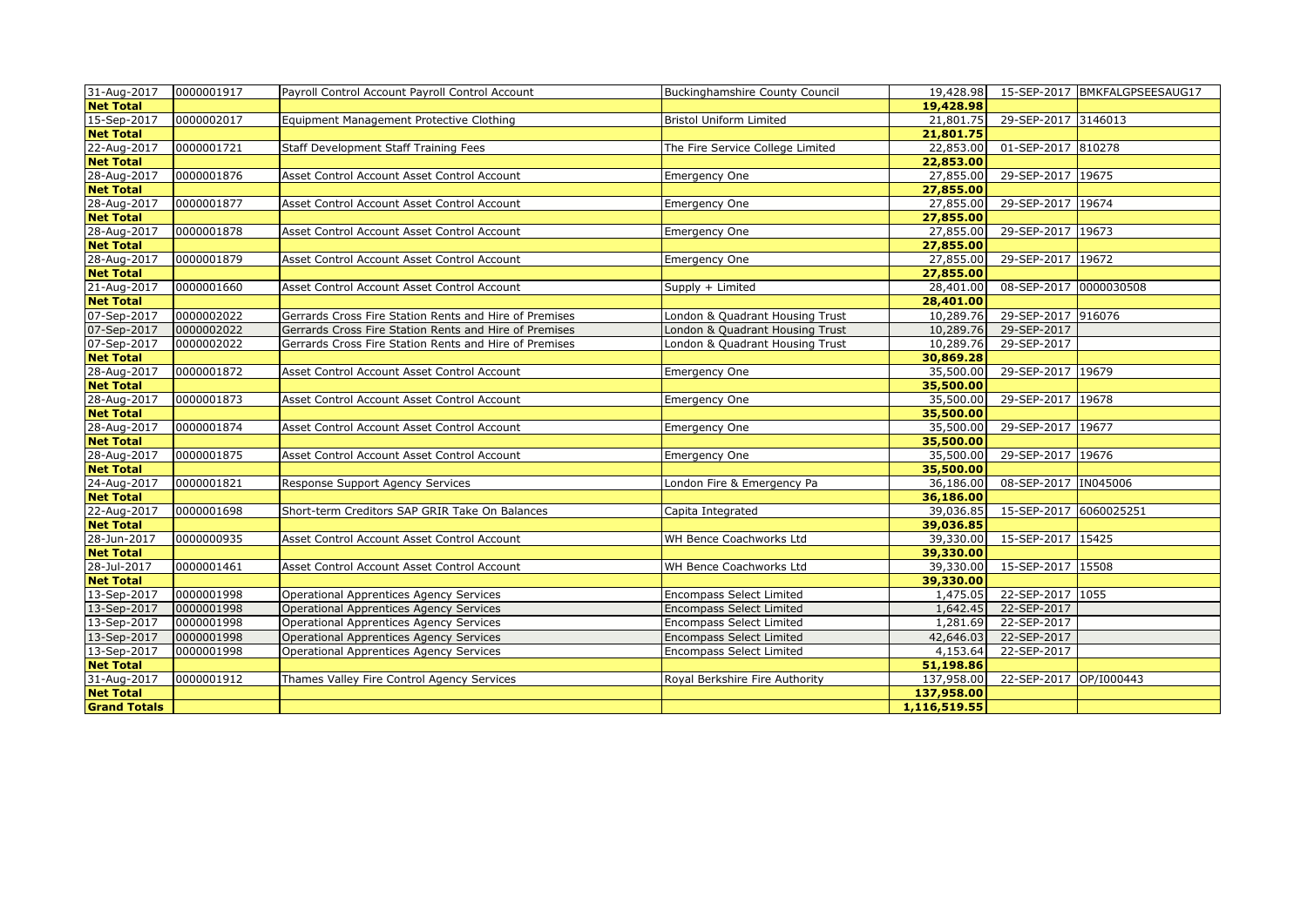| | | | | | | |
|---|---|---|---|---|---|---|
| 31-Aug-2017 | 0000001917 | Payroll Control Account Payroll Control Account | Buckinghamshire County Council | 19,428.98 | 15-SEP-2017 | BMKFALGPSEESAUG17 |
| **Net Total** | | | | **19,428.98** | | |
| 15-Sep-2017 | 0000002017 | Equipment Management Protective Clothing | Bristol Uniform Limited | 21,801.75 | 29-SEP-2017 | 3146013 |
| **Net Total** | | | | **21,801.75** | | |
| 22-Aug-2017 | 0000001721 | Staff Development Staff Training Fees | The Fire Service College Limited | 22,853.00 | 01-SEP-2017 | 810278 |
| **Net Total** | | | | **22,853.00** | | |
| 28-Aug-2017 | 0000001876 | Asset Control Account Asset Control Account | Emergency One | 27,855.00 | 29-SEP-2017 | 19675 |
| **Net Total** | | | | **27,855.00** | | |
| 28-Aug-2017 | 0000001877 | Asset Control Account Asset Control Account | Emergency One | 27,855.00 | 29-SEP-2017 | 19674 |
| **Net Total** | | | | **27,855.00** | | |
| 28-Aug-2017 | 0000001878 | Asset Control Account Asset Control Account | Emergency One | 27,855.00 | 29-SEP-2017 | 19673 |
| **Net Total** | | | | **27,855.00** | | |
| 28-Aug-2017 | 0000001879 | Asset Control Account Asset Control Account | Emergency One | 27,855.00 | 29-SEP-2017 | 19672 |
| **Net Total** | | | | **27,855.00** | | |
| 21-Aug-2017 | 0000001660 | Asset Control Account Asset Control Account | Supply + Limited | 28,401.00 | 08-SEP-2017 | 0000030508 |
| **Net Total** | | | | **28,401.00** | | |
| 07-Sep-2017 | 0000002022 | Gerrards Cross Fire Station Rents and Hire of Premises | London & Quadrant Housing Trust | 10,289.76 | 29-SEP-2017 | 916076 |
| 07-Sep-2017 | 0000002022 | Gerrards Cross Fire Station Rents and Hire of Premises | London & Quadrant Housing Trust | 10,289.76 | 29-SEP-2017 | |
| 07-Sep-2017 | 0000002022 | Gerrards Cross Fire Station Rents and Hire of Premises | London & Quadrant Housing Trust | 10,289.76 | 29-SEP-2017 | |
| **Net Total** | | | | **30,869.28** | | |
| 28-Aug-2017 | 0000001872 | Asset Control Account Asset Control Account | Emergency One | 35,500.00 | 29-SEP-2017 | 19679 |
| **Net Total** | | | | **35,500.00** | | |
| 28-Aug-2017 | 0000001873 | Asset Control Account Asset Control Account | Emergency One | 35,500.00 | 29-SEP-2017 | 19678 |
| **Net Total** | | | | **35,500.00** | | |
| 28-Aug-2017 | 0000001874 | Asset Control Account Asset Control Account | Emergency One | 35,500.00 | 29-SEP-2017 | 19677 |
| **Net Total** | | | | **35,500.00** | | |
| 28-Aug-2017 | 0000001875 | Asset Control Account Asset Control Account | Emergency One | 35,500.00 | 29-SEP-2017 | 19676 |
| **Net Total** | | | | **35,500.00** | | |
| 24-Aug-2017 | 0000001821 | Response Support Agency Services | London Fire & Emergency Pa | 36,186.00 | 08-SEP-2017 | IN045006 |
| **Net Total** | | | | **36,186.00** | | |
| 22-Aug-2017 | 0000001698 | Short-term Creditors SAP GRIR Take On Balances | Capita Integrated | 39,036.85 | 15-SEP-2017 | 6060025251 |
| **Net Total** | | | | **39,036.85** | | |
| 28-Jun-2017 | 0000000935 | Asset Control Account Asset Control Account | WH Bence Coachworks Ltd | 39,330.00 | 15-SEP-2017 | 15425 |
| **Net Total** | | | | **39,330.00** | | |
| 28-Jul-2017 | 0000001461 | Asset Control Account Asset Control Account | WH Bence Coachworks Ltd | 39,330.00 | 15-SEP-2017 | 15508 |
| **Net Total** | | | | **39,330.00** | | |
| 13-Sep-2017 | 0000001998 | Operational Apprentices Agency Services | Encompass Select Limited | 1,475.05 | 22-SEP-2017 | 1055 |
| 13-Sep-2017 | 0000001998 | Operational Apprentices Agency Services | Encompass Select Limited | 1,642.45 | 22-SEP-2017 | |
| 13-Sep-2017 | 0000001998 | Operational Apprentices Agency Services | Encompass Select Limited | 1,281.69 | 22-SEP-2017 | |
| 13-Sep-2017 | 0000001998 | Operational Apprentices Agency Services | Encompass Select Limited | 42,646.03 | 22-SEP-2017 | |
| 13-Sep-2017 | 0000001998 | Operational Apprentices Agency Services | Encompass Select Limited | 4,153.64 | 22-SEP-2017 | |
| **Net Total** | | | | **51,198.86** | | |
| 31-Aug-2017 | 0000001912 | Thames Valley Fire Control Agency Services | Royal Berkshire Fire Authority | 137,958.00 | 22-SEP-2017 | OP/I000443 |
| **Net Total** | | | | **137,958.00** | | |
| **Grand Totals** | | | | **1,116,519.55** | | |